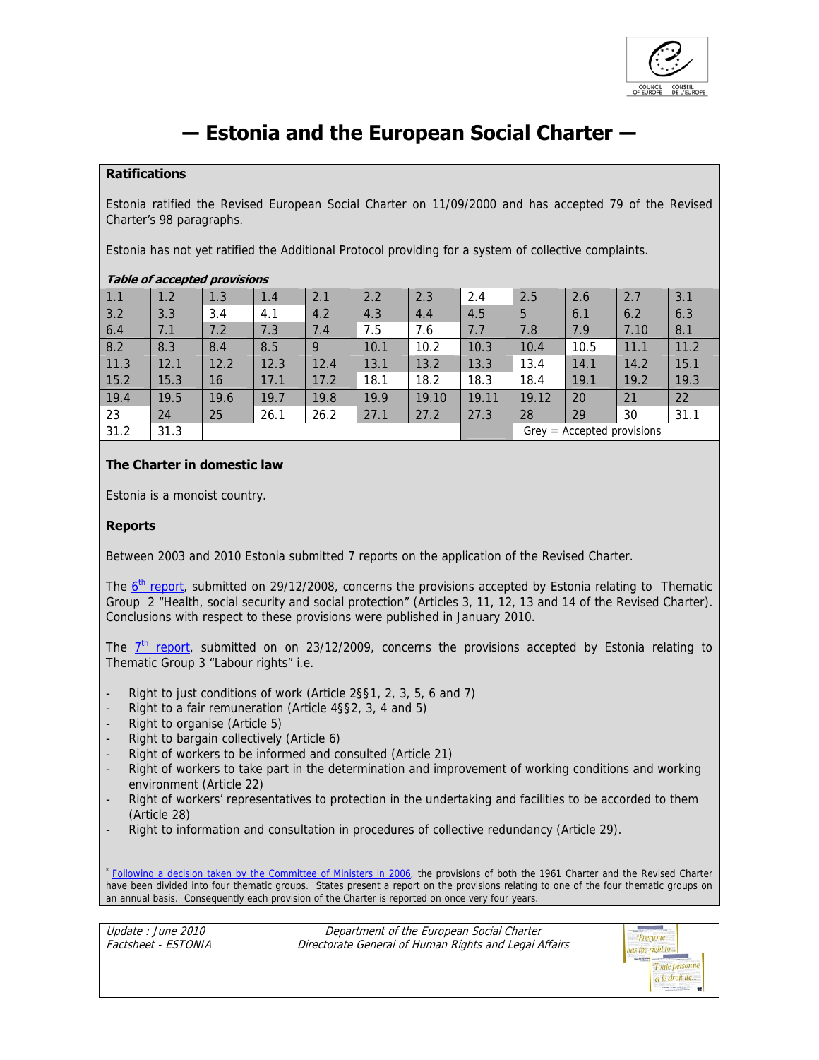# — Estonia and the European Social Charter —

## Ratifications

Estonia ratified the Revised European Social Charter on 11/09/2000 and has accepted 79 of the Revised Charter's 98 paragraphs.

Estonia has not yet ratified the Additional Protocol providing for a system of collective complaints.

***Table of accepted provisions***

| | | | | | | | | | | | |
|---|---|---|---|---|---|---|---|---|---|---|---|
| 1.1 | 1.2 | 1.3 | 1.4 | 2.1 | 2.2 | 2.3 | 2.4 | 2.5 | 2.6 | 2.7 | 3.1 |
| 3.2 | 3.3 | 3.4 | 4.1 | 4.2 | 4.3 | 4.4 | 4.5 | 5 | 6.1 | 6.2 | 6.3 |
| 6.4 | 7.1 | 7.2 | 7.3 | 7.4 | 7.5 | 7.6 | 7.7 | 7.8 | 7.9 | 7.10 | 8.1 |
| 8.2 | 8.3 | 8.4 | 8.5 | 9 | 10.1 | 10.2 | 10.3 | 10.4 | 10.5 | 11.1 | 11.2 |
| 11.3 | 12.1 | 12.2 | 12.3 | 12.4 | 13.1 | 13.2 | 13.3 | 13.4 | 14.1 | 14.2 | 15.1 |
| 15.2 | 15.3 | 16 | 17.1 | 17.2 | 18.1 | 18.2 | 18.3 | 18.4 | 19.1 | 19.2 | 19.3 |
| 19.4 | 19.5 | 19.6 | 19.7 | 19.8 | 19.9 | 19.10 | 19.11 | 19.12 | 20 | 21 | 22 |
| 23 | 24 | 25 | 26.1 | 26.2 | 27.1 | 27.2 | 27.3 | 28 | 29 | 30 | 31.1 |
| 31.2 | 31.3 | | | | | | | Grey = Accepted provisions | | | |

## The Charter in domestic law

Estonia is a monoist country.

## Reports

Between 2003 and 2010 Estonia submitted 7 reports on the application of the Revised Charter.

The 6th report, submitted on 29/12/2008, concerns the provisions accepted by Estonia relating to Thematic Group 2 "Health, social security and social protection" (Articles 3, 11, 12, 13 and 14 of the Revised Charter). Conclusions with respect to these provisions were published in January 2010.

The 7th report, submitted on on 23/12/2009, concerns the provisions accepted by Estonia relating to Thematic Group 3 "Labour rights" i.e.

- Right to just conditions of work (Article 2§§1, 2, 3, 5, 6 and 7)
- Right to a fair remuneration (Article 4§§2, 3, 4 and 5)
- Right to organise (Article 5)
- Right to bargain collectively (Article 6)
- Right of workers to be informed and consulted (Article 21)
- Right of workers to take part in the determination and improvement of working conditions and working environment (Article 22)
- Right of workers' representatives to protection in the undertaking and facilities to be accorded to them (Article 28)
- Right to information and consultation in procedures of collective redundancy (Article 29).

---

[*] Following a decision taken by the Committee of Ministers in 2006, the provisions of both the 1961 Charter and the Revised Charter have been divided into four thematic groups. States present a report on the provisions relating to one of the four thematic groups on an annual basis. Consequently each provision of the Charter is reported on once very four years.

*Update : June 2010*
*Factsheet - ESTONIA*

*Department of the European Social Charter*
*Directorate General of Human Rights and Legal Affairs*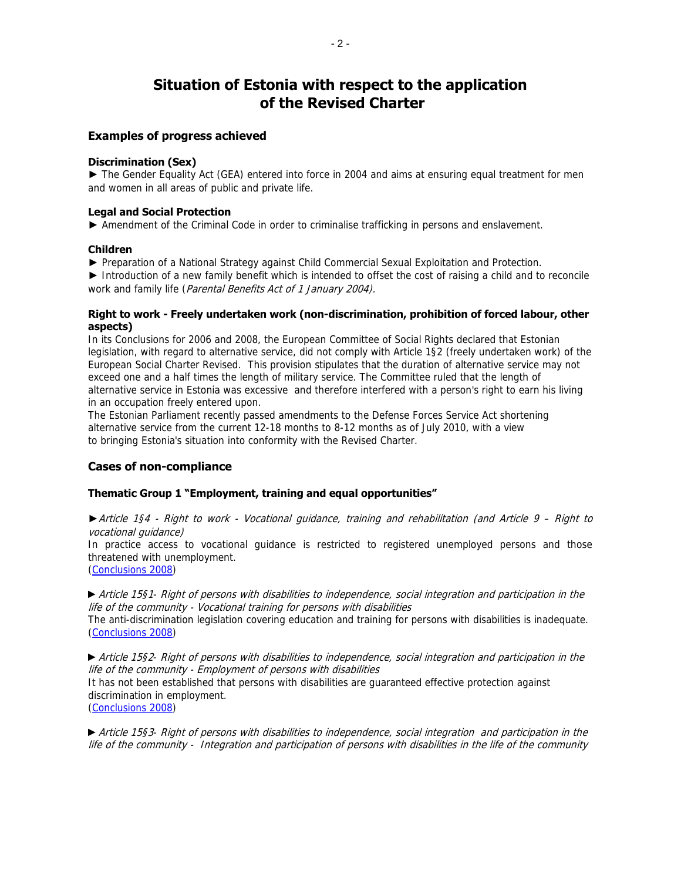# Situation of Estonia with respect to the application of the Revised Charter

## Examples of progress achieved

### Discrimination (Sex)

► The Gender Equality Act (GEA) entered into force in 2004 and aims at ensuring equal treatment for men and women in all areas of public and private life.

### Legal and Social Protection

► Amendment of the Criminal Code in order to criminalise trafficking in persons and enslavement.

### Children

► Preparation of a National Strategy against Child Commercial Sexual Exploitation and Protection.

► Introduction of a new family benefit which is intended to offset the cost of raising a child and to reconcile work and family life (*Parental Benefits Act of 1 January 2004).*

### Right to work - Freely undertaken work (non-discrimination, prohibition of forced labour, other aspects)

In its Conclusions for 2006 and 2008, the European Committee of Social Rights declared that Estonian legislation, with regard to alternative service, did not comply with Article 1§2 (freely undertaken work) of the European Social Charter Revised. This provision stipulates that the duration of alternative service may not exceed one and a half times the length of military service. The Committee ruled that the length of alternative service in Estonia was excessive and therefore interfered with a person's right to earn his living in an occupation freely entered upon.

The Estonian Parliament recently passed amendments to the Defense Forces Service Act shortening alternative service from the current 12-18 months to 8-12 months as of July 2010, with a view to bringing Estonia's situation into conformity with the Revised Charter.

## Cases of non-compliance

### Thematic Group 1 "Employment, training and equal opportunities"

► *Article 1§4 - Right to work - Vocational guidance, training and rehabilitation (and Article 9 – Right to vocational guidance)*

In practice access to vocational guidance is restricted to registered unemployed persons and those threatened with unemployment.

(Conclusions 2008)

► *Article 15§1- Right of persons with disabilities to independence, social integration and participation in the life of the community - Vocational training for persons with disabilities*

The anti-discrimination legislation covering education and training for persons with disabilities is inadequate.

(Conclusions 2008)

► *Article 15§2- Right of persons with disabilities to independence, social integration and participation in the life of the community - Employment of persons with disabilities*

It has not been established that persons with disabilities are guaranteed effective protection against discrimination in employment.

(Conclusions 2008)

► *Article 15§3- Right of persons with disabilities to independence, social integration and participation in the life of the community - Integration and participation of persons with disabilities in the life of the community*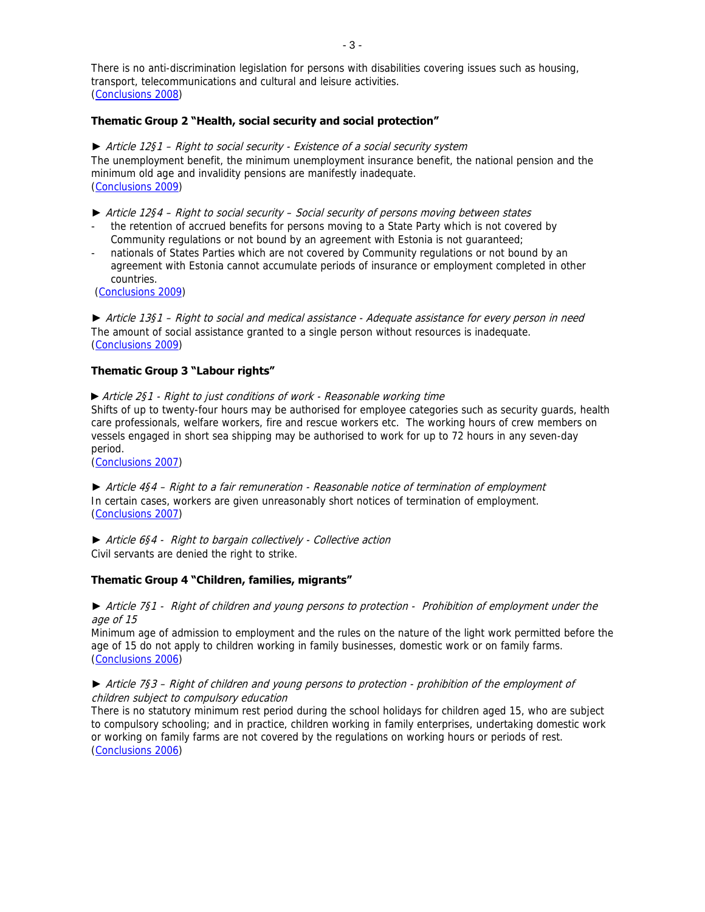There is no anti-discrimination legislation for persons with disabilities covering issues such as housing, transport, telecommunications and cultural and leisure activities.
(Conclusions 2008)

**Thematic Group 2 "Health, social security and social protection"**

► *Article 12§1 – Right to social security - Existence of a social security system*
The unemployment benefit, the minimum unemployment insurance benefit, the national pension and the minimum old age and invalidity pensions are manifestly inadequate.
(Conclusions 2009)

► *Article 12§4 – Right to social security – Social security of persons moving between states*

- the retention of accrued benefits for persons moving to a State Party which is not covered by Community regulations or not bound by an agreement with Estonia is not guaranteed;
- nationals of States Parties which are not covered by Community regulations or not bound by an agreement with Estonia cannot accumulate periods of insurance or employment completed in other countries.

(Conclusions 2009)

► *Article 13§1 – Right to social and medical assistance - Adequate assistance for every person in need*
The amount of social assistance granted to a single person without resources is inadequate.
(Conclusions 2009)

**Thematic Group 3 "Labour rights"**

► *Article 2§1 - Right to just conditions of work - Reasonable working time*
Shifts of up to twenty-four hours may be authorised for employee categories such as security guards, health care professionals, welfare workers, fire and rescue workers etc. The working hours of crew members on vessels engaged in short sea shipping may be authorised to work for up to 72 hours in any seven-day period.
(Conclusions 2007)

► *Article 4§4 – Right to a fair remuneration - Reasonable notice of termination of employment*
In certain cases, workers are given unreasonably short notices of termination of employment.
(Conclusions 2007)

► *Article 6§4 - Right to bargain collectively - Collective action*
Civil servants are denied the right to strike.

**Thematic Group 4 "Children, families, migrants"**

► *Article 7§1 - Right of children and young persons to protection - Prohibition of employment under the age of 15*
Minimum age of admission to employment and the rules on the nature of the light work permitted before the age of 15 do not apply to children working in family businesses, domestic work or on family farms.
(Conclusions 2006)

► *Article 7§3 – Right of children and young persons to protection - prohibition of the employment of children subject to compulsory education*
There is no statutory minimum rest period during the school holidays for children aged 15, who are subject to compulsory schooling; and in practice, children working in family enterprises, undertaking domestic work or working on family farms are not covered by the regulations on working hours or periods of rest.
(Conclusions 2006)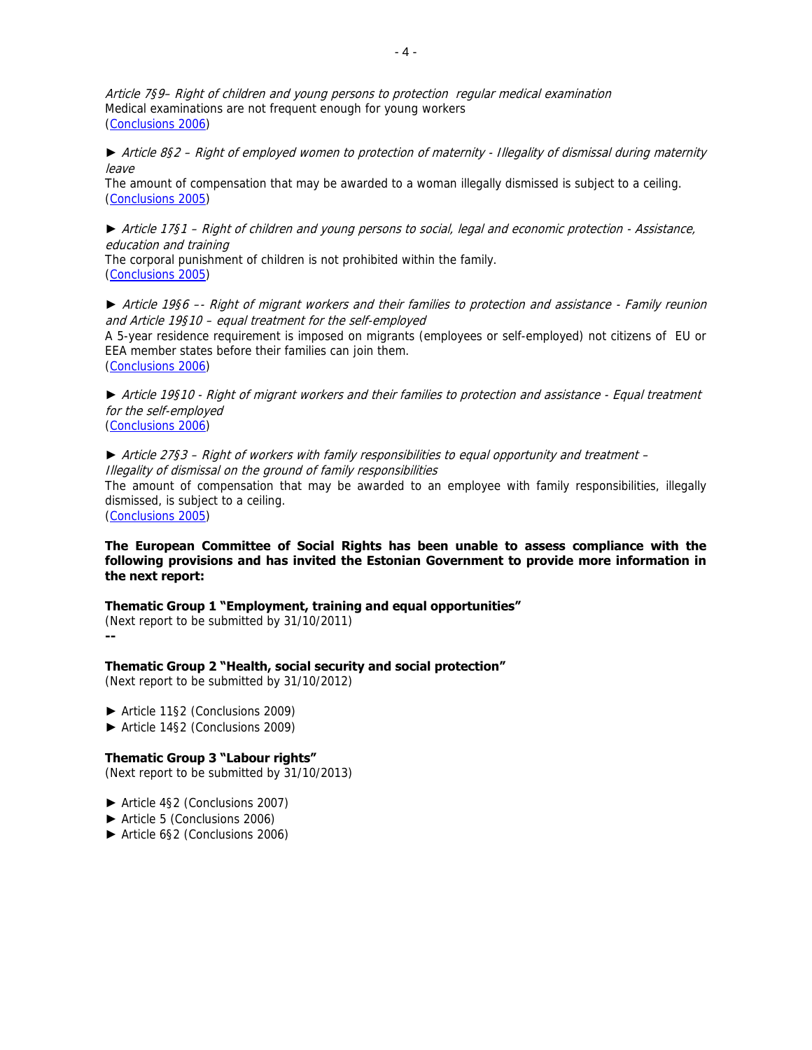*Article 7§9– Right of children and young persons to protection regular medical examination*
Medical examinations are not frequent enough for young workers
([Conclusions 2006](#))

► *Article 8§2 – Right of employed women to protection of maternity - Illegality of dismissal during maternity leave*
The amount of compensation that may be awarded to a woman illegally dismissed is subject to a ceiling.
([Conclusions 2005](#))

► *Article 17§1 – Right of children and young persons to social, legal and economic protection - Assistance, education and training*
The corporal punishment of children is not prohibited within the family.
([Conclusions 2005](#))

► *Article 19§6 –- Right of migrant workers and their families to protection and assistance - Family reunion and Article 19§10 – equal treatment for the self-employed*
A 5-year residence requirement is imposed on migrants (employees or self-employed) not citizens of EU or EEA member states before their families can join them.
([Conclusions 2006](#))

► *Article 19§10 - Right of migrant workers and their families to protection and assistance - Equal treatment for the self-employed*
([Conclusions 2006](#))

► *Article 27§3 – Right of workers with family responsibilities to equal opportunity and treatment – Illegality of dismissal on the ground of family responsibilities*
The amount of compensation that may be awarded to an employee with family responsibilities, illegally dismissed, is subject to a ceiling.
([Conclusions 2005](#))

**The European Committee of Social Rights has been unable to assess compliance with the following provisions and has invited the Estonian Government to provide more information in the next report:**

**Thematic Group 1 "Employment, training and equal opportunities"**
(Next report to be submitted by 31/10/2011)
**--**

**Thematic Group 2 "Health, social security and social protection"**
(Next report to be submitted by 31/10/2012)

- ► Article 11§2 (Conclusions 2009)
- ► Article 14§2 (Conclusions 2009)

**Thematic Group 3 "Labour rights"**
(Next report to be submitted by 31/10/2013)

- ► Article 4§2 (Conclusions 2007)
- ► Article 5 (Conclusions 2006)
- ► Article 6§2 (Conclusions 2006)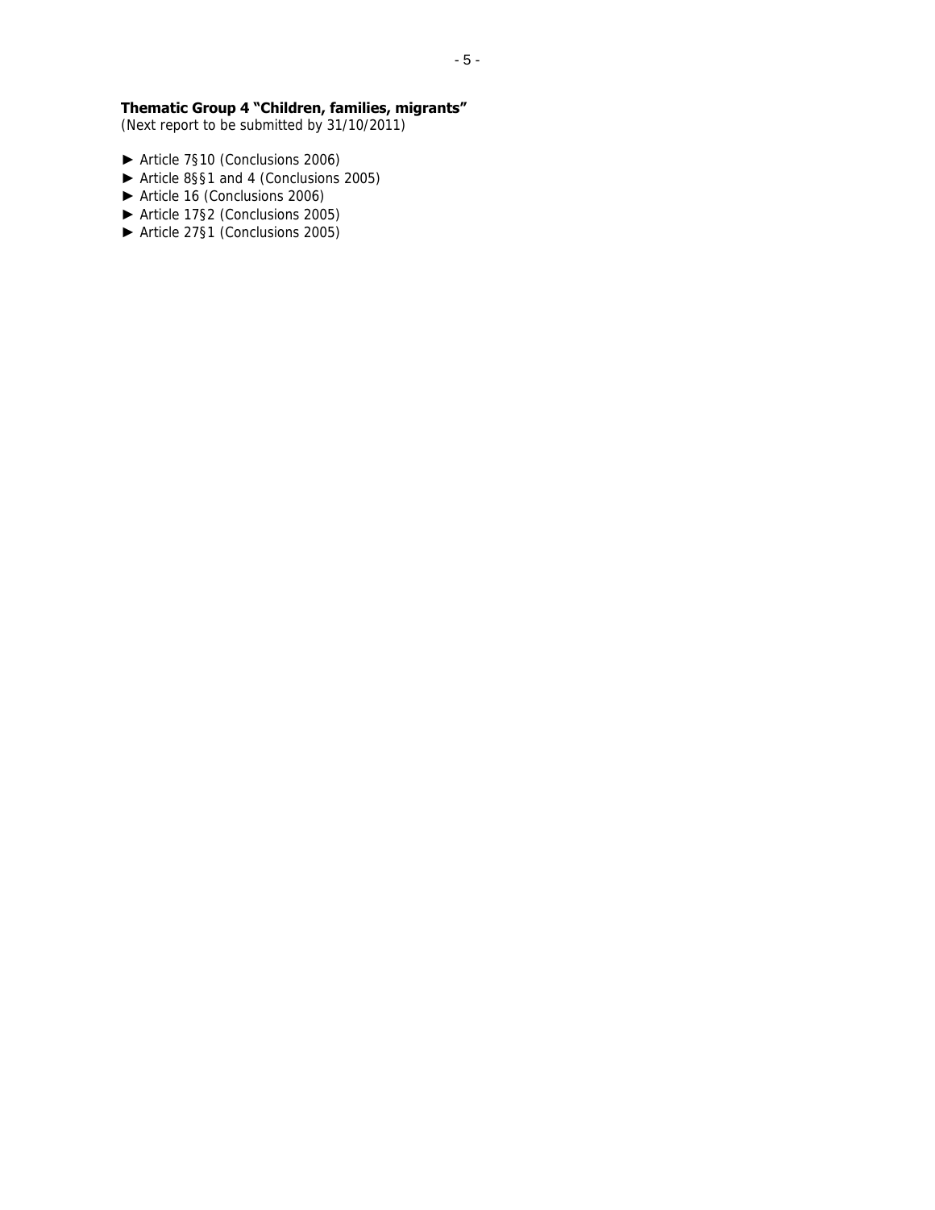**Thematic Group 4 "Children, families, migrants"**
(Next report to be submitted by 31/10/2011)

- ► Article 7§10 (Conclusions 2006)
- ► Article 8§§1 and 4 (Conclusions 2005)
- ► Article 16 (Conclusions 2006)
- ► Article 17§2 (Conclusions 2005)
- ► Article 27§1 (Conclusions 2005)